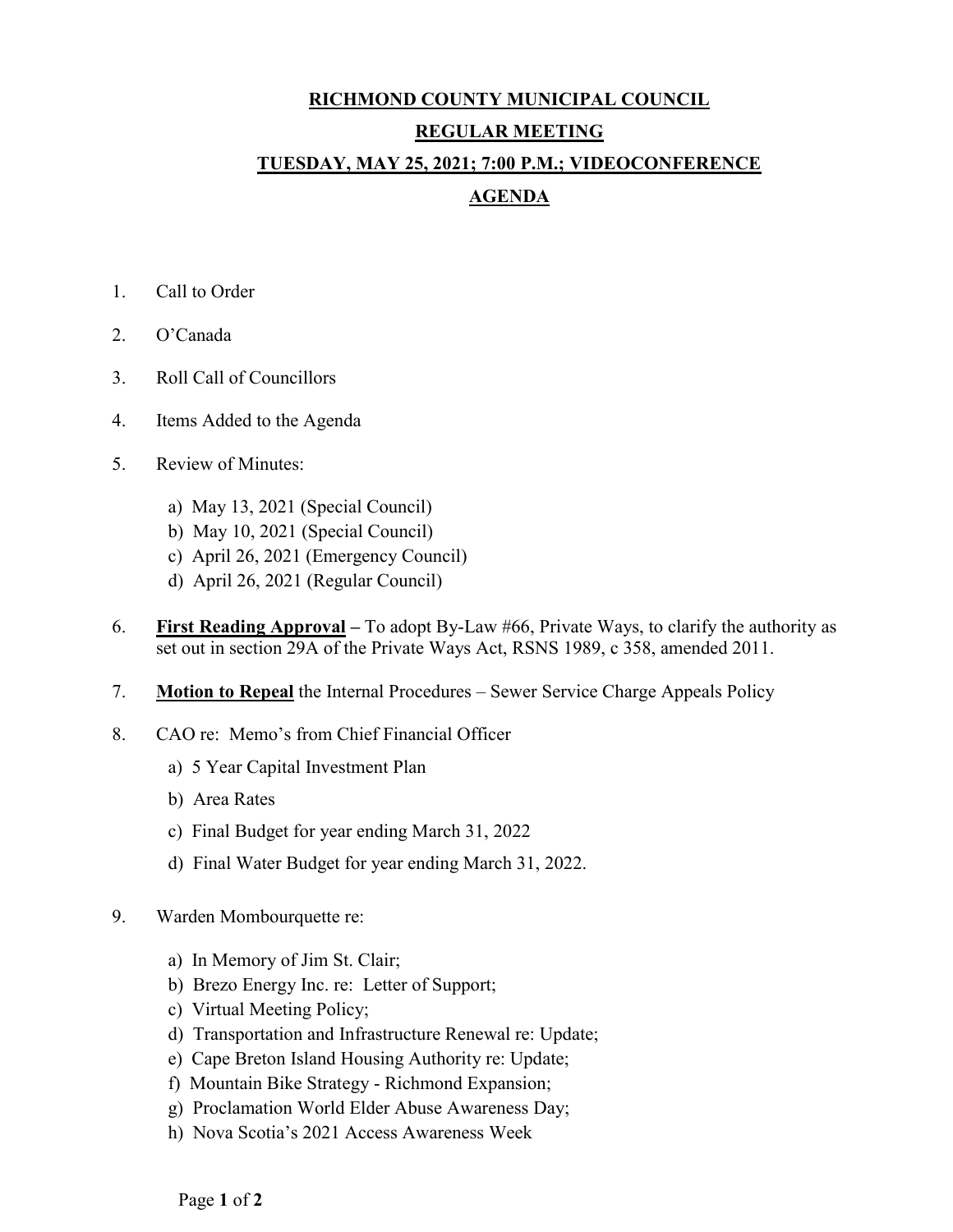# RICHMOND COUNTY MUNICIPAL COUNCIL

## REGULAR MEETING

## TUESDAY, MAY 25, 2021; 7:00 P.M.; VIDEOCONFERENCE

## AGENDA

1. Call to Order

2. O'Canada

3. Roll Call of Councillors

4. Items Added to the Agenda

5. Review of Minutes:

   a) May 13, 2021 (Special Council)
   b) May 10, 2021 (Special Council)
   c) April 26, 2021 (Emergency Council)
   d) April 26, 2021 (Regular Council)

6. **First Reading Approval** – To adopt By-Law #66, Private Ways, to clarify the authority as set out in section 29A of the Private Ways Act, RSNS 1989, c 358, amended 2011.

7. **Motion to Repeal** the Internal Procedures – Sewer Service Charge Appeals Policy

8. CAO re: Memo's from Chief Financial Officer

   a) 5 Year Capital Investment Plan
   b) Area Rates
   c) Final Budget for year ending March 31, 2022
   d) Final Water Budget for year ending March 31, 2022.

9. Warden Mombourquette re:

   a) In Memory of Jim St. Clair;
   b) Brezo Energy Inc. re: Letter of Support;
   c) Virtual Meeting Policy;
   d) Transportation and Infrastructure Renewal re: Update;
   e) Cape Breton Island Housing Authority re: Update;
   f) Mountain Bike Strategy - Richmond Expansion;
   g) Proclamation World Elder Abuse Awareness Day;
   h) Nova Scotia's 2021 Access Awareness Week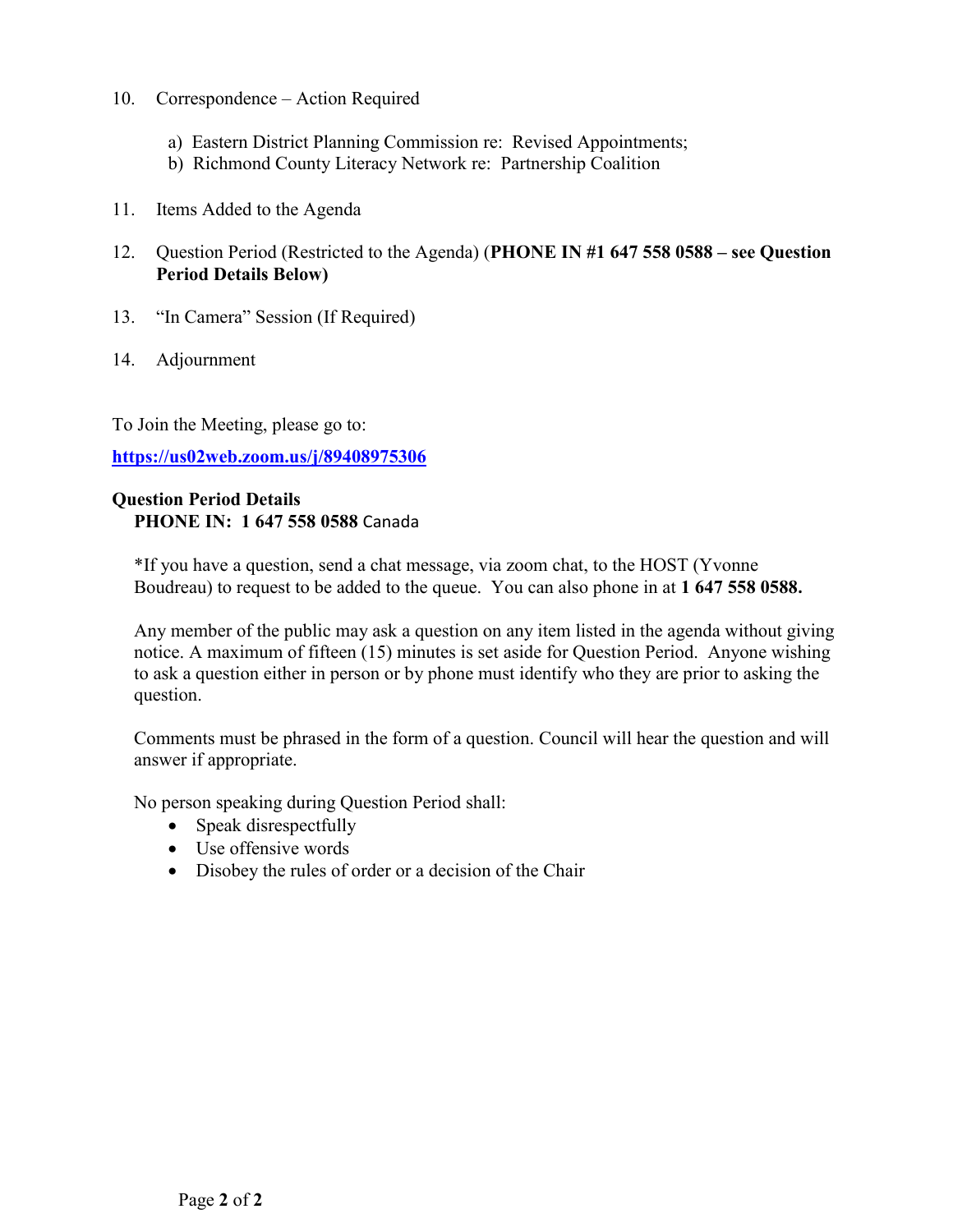10. Correspondence – Action Required

    a) Eastern District Planning Commission re: Revised Appointments;
    b) Richmond County Literacy Network re: Partnership Coalition

11. Items Added to the Agenda

12. Question Period (Restricted to the Agenda) (**PHONE IN #1 647 558 0588 – see Question Period Details Below)**

13. "In Camera" Session (If Required)

14. Adjournment

To Join the Meeting, please go to:

**https://us02web.zoom.us/j/89408975306**

**Question Period Details**

**PHONE IN: 1 647 558 0588** Canada

*If you have a question, send a chat message, via zoom chat, to the HOST (Yvonne Boudreau) to request to be added to the queue. You can also phone in at **1 647 558 0588.**

Any member of the public may ask a question on any item listed in the agenda without giving notice. A maximum of fifteen (15) minutes is set aside for Question Period. Anyone wishing to ask a question either in person or by phone must identify who they are prior to asking the question.

Comments must be phrased in the form of a question. Council will hear the question and will answer if appropriate.

No person speaking during Question Period shall:

- Speak disrespectfully
- Use offensive words
- Disobey the rules of order or a decision of the Chair